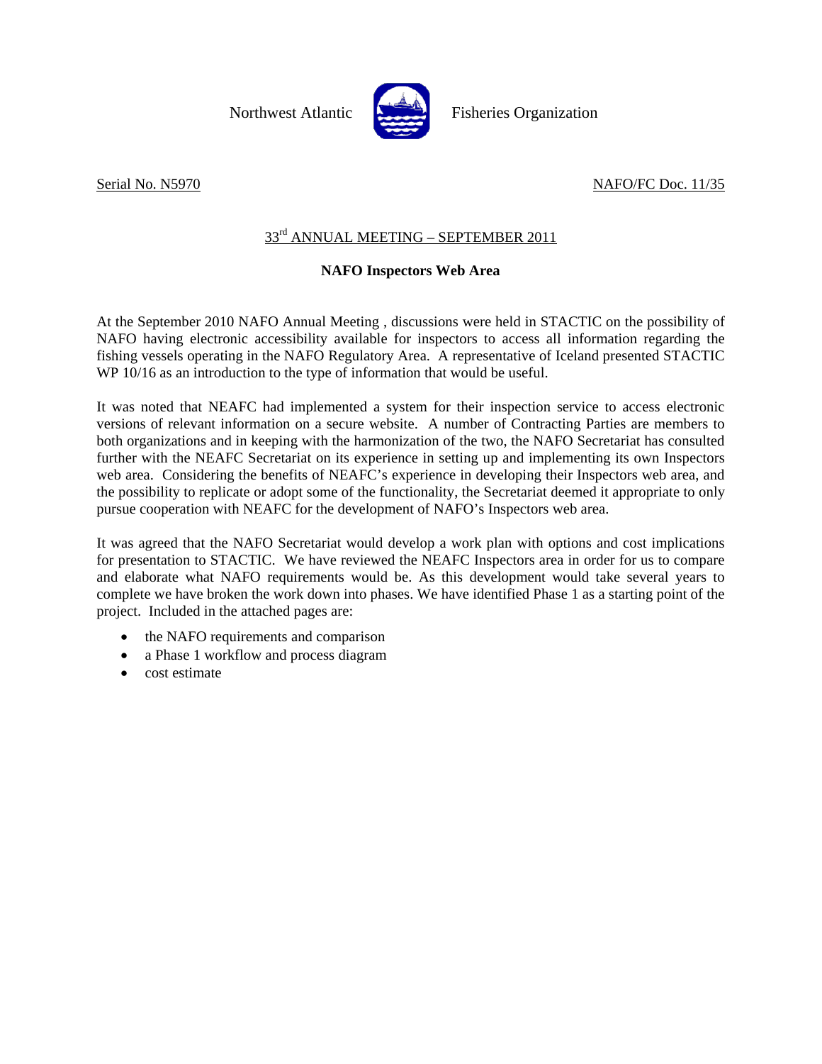Northwest Atlantic Fisheries Organization

Serial No. N5970 NAFO/FC Doc. 11/35

33rd ANNUAL MEETING – SEPTEMBER 2011

**NAFO Inspectors Web Area**

At the September 2010 NAFO Annual Meeting , discussions were held in STACTIC on the possibility of NAFO having electronic accessibility available for inspectors to access all information regarding the fishing vessels operating in the NAFO Regulatory Area. A representative of Iceland presented STACTIC WP 10/16 as an introduction to the type of information that would be useful.

It was noted that NEAFC had implemented a system for their inspection service to access electronic versions of relevant information on a secure website. A number of Contracting Parties are members to both organizations and in keeping with the harmonization of the two, the NAFO Secretariat has consulted further with the NEAFC Secretariat on its experience in setting up and implementing its own Inspectors web area. Considering the benefits of NEAFC's experience in developing their Inspectors web area, and the possibility to replicate or adopt some of the functionality, the Secretariat deemed it appropriate to only pursue cooperation with NEAFC for the development of NAFO's Inspectors web area.

It was agreed that the NAFO Secretariat would develop a work plan with options and cost implications for presentation to STACTIC. We have reviewed the NEAFC Inspectors area in order for us to compare and elaborate what NAFO requirements would be. As this development would take several years to complete we have broken the work down into phases. We have identified Phase 1 as a starting point of the project. Included in the attached pages are:

- the NAFO requirements and comparison
- a Phase 1 workflow and process diagram
- cost estimate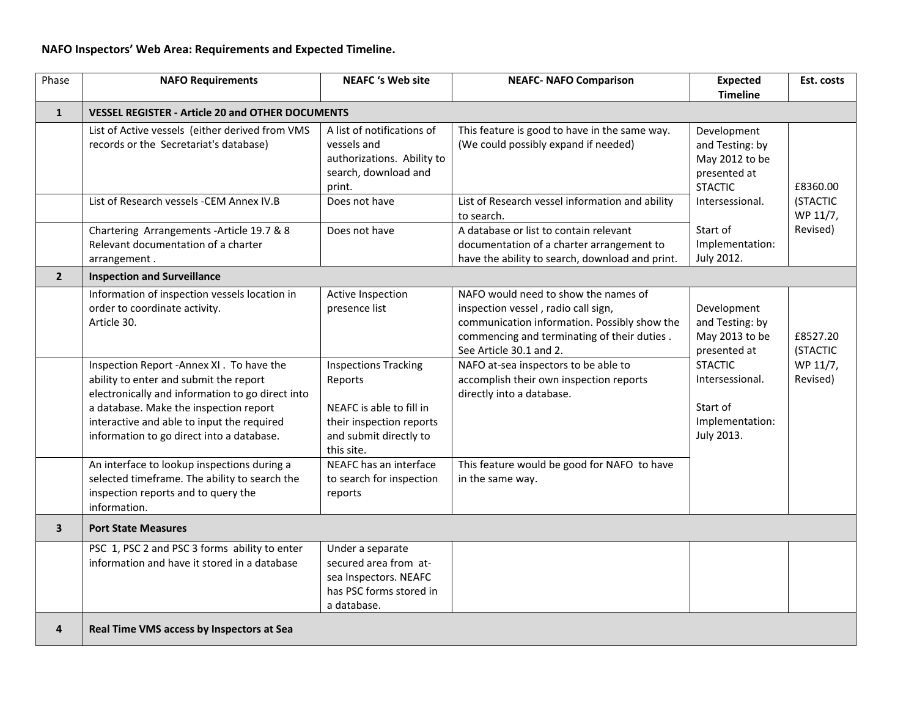**NAFO Inspectors' Web Area: Requirements and Expected Timeline.**

| Phase | NAFO Requirements | NEAFC 's Web site | NEAFC- NAFO Comparison | Expected Timeline | Est. costs |
|---|---|---|---|---|---|
| **1** | **VESSEL REGISTER - Article 20 and OTHER DOCUMENTS** | | | | |
| | List of Active vessels (either derived from VMS records or the Secretariat's database) | A list of notifications of vessels and authorizations. Ability to search, download and print. | This feature is good to have in the same way. (We could possibly expand if needed) | Development and Testing: by May 2012 to be presented at STACTIC Intersessional.<br><br>Start of Implementation: July 2012. | £8360.00 (STACTIC WP 11/7, Revised) |
| | List of Research vessels -CEM Annex IV.B | Does not have | List of Research vessel information and ability to search. | | |
| | Chartering Arrangements -Article 19.7 & 8 Relevant documentation of a charter arrangement . | Does not have | A database or list to contain relevant documentation of a charter arrangement to have the ability to search, download and print. | | |
| **2** | **Inspection and Surveillance** | | | | |
| | Information of inspection vessels location in order to coordinate activity. Article 30. | Active Inspection presence list | NAFO would need to show the names of inspection vessel , radio call sign, communication information. Possibly show the commencing and terminating of their duties . See Article 30.1 and 2. | Development and Testing: by May 2013 to be presented at STACTIC Intersessional.<br><br>Start of Implementation: July 2013. | £8527.20 (STACTIC WP 11/7, Revised) |
| | Inspection Report -Annex XI . To have the ability to enter and submit the report electronically and information to go direct into a database. Make the inspection report interactive and able to input the required information to go direct into a database. | Inspections Tracking Reports<br><br>NEAFC is able to fill in their inspection reports and submit directly to this site. | NAFO at-sea inspectors to be able to accomplish their own inspection reports directly into a database. | | |
| | An interface to lookup inspections during a selected timeframe. The ability to search the inspection reports and to query the information. | NEAFC has an interface to search for inspection reports | This feature would be good for NAFO to have in the same way. | | |
| **3** | **Port State Measures** | | | | |
| | PSC 1, PSC 2 and PSC 3 forms ability to enter information and have it stored in a database | Under a separate secured area from at-sea Inspectors. NEAFC has PSC forms stored in a database. | | | |
| **4** | **Real Time VMS access by Inspectors at Sea** | | | | |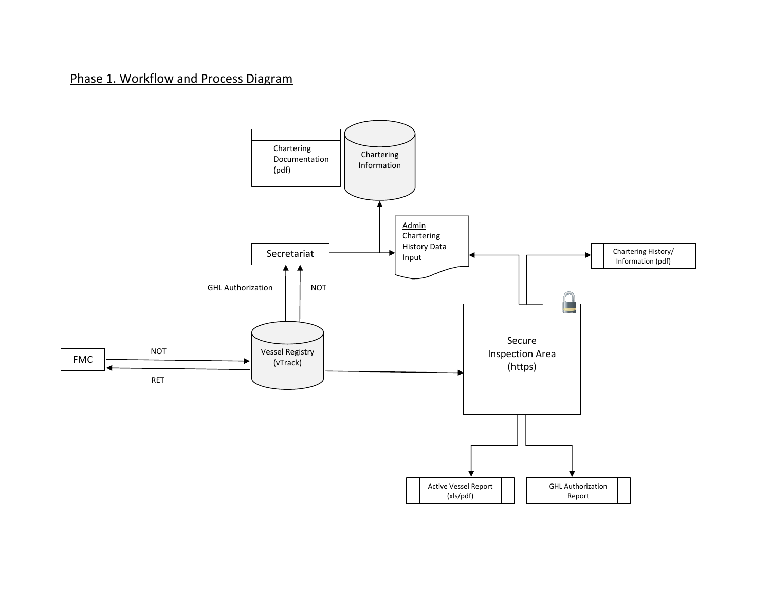Phase 1. Workflow and Process Diagram

Chartering Documentation (pdf)

Chartering Information

Admin
Chartering History Data Input

Secretariat

Chartering History/ Information (pdf)

GHL Authorization

NOT

Vessel Registry (vTrack)

FMC

NOT

RET

Secure Inspection Area (https)

Active Vessel Report (xls/pdf)

GHL Authorization Report